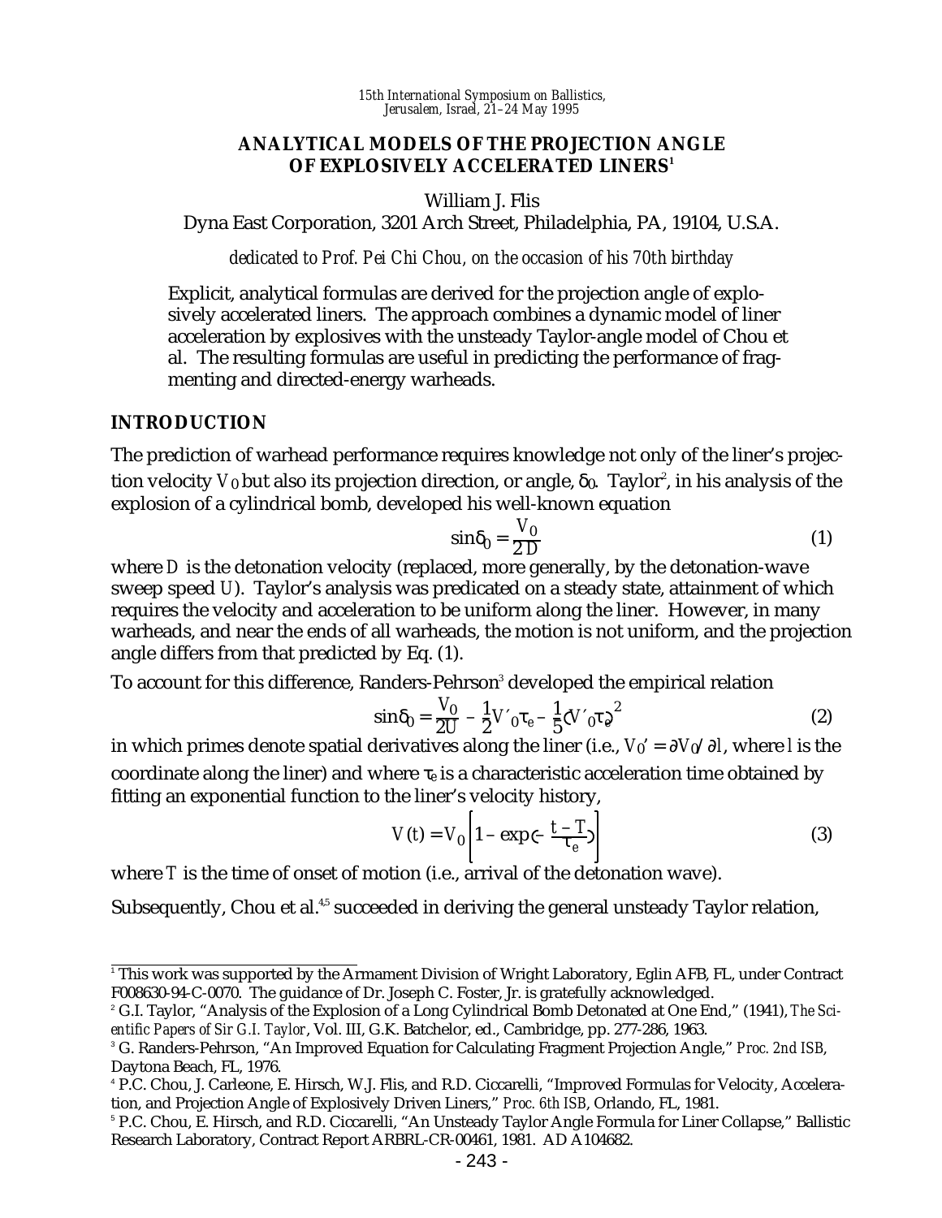15th International Symposium on Ballistics,
Jerusalem, Israel, 21–24 May 1995

# ANALYTICAL MODELS OF THE PROJECTION ANGLE OF EXPLOSIVELY ACCELERATED LINERS[1]

William J. Flis
Dyna East Corporation, 3201 Arch Street, Philadelphia, PA, 19104, U.S.A.

*dedicated to Prof. Pei Chi Chou, on the occasion of his 70th birthday*

Explicit, analytical formulas are derived for the projection angle of explosively accelerated liners. The approach combines a dynamic model of liner acceleration by explosives with the unsteady Taylor-angle model of Chou et al. The resulting formulas are useful in predicting the performance of fragmenting and directed-energy warheads.

## INTRODUCTION

The prediction of warhead performance requires knowledge not only of the liner's projection velocity $V_0$ but also its projection direction, or angle, $\delta_0$. Taylor[2], in his analysis of the explosion of a cylindrical bomb, developed his well-known equation

$$\sin\delta_0 = \frac{V_0}{2D} \tag{1}$$

where $D$ is the detonation velocity (replaced, more generally, by the detonation-wave sweep speed $U$). Taylor's analysis was predicated on a steady state, attainment of which requires the velocity and acceleration to be uniform along the liner. However, in many warheads, and near the ends of all warheads, the motion is not uniform, and the projection angle differs from that predicted by Eq. (1).

To account for this difference, Randers-Pehrson[3] developed the empirical relation

$$\sin\delta_0 = \frac{V_0}{2U} - \frac{1}{2}V'_0\tau_e - \frac{1}{5}(V'_0\tau_e)^2 \tag{2}$$

in which primes denote spatial derivatives along the liner (i.e., $V_0' = \partial V_0/\partial l$, where $l$ is the coordinate along the liner) and where $\tau_e$ is a characteristic acceleration time obtained by fitting an exponential function to the liner's velocity history,

$$V(t) = V_0\left[1 - \exp\left(-\frac{t-T}{\tau_e}\right)\right] \tag{3}$$

where $T$ is the time of onset of motion (i.e., arrival of the detonation wave).

Subsequently, Chou et al.[4,5] succeeded in deriving the general unsteady Taylor relation,

---

[1] This work was supported by the Armament Division of Wright Laboratory, Eglin AFB, FL, under Contract F008630-94-C-0070. The guidance of Dr. Joseph C. Foster, Jr. is gratefully acknowledged.

[2] G.I. Taylor, "Analysis of the Explosion of a Long Cylindrical Bomb Detonated at One End," (1941), *The Scientific Papers of Sir G.I. Taylor*, Vol. III, G.K. Batchelor, ed., Cambridge, pp. 277-286, 1963.

[3] G. Randers-Pehrson, "An Improved Equation for Calculating Fragment Projection Angle," *Proc. 2nd ISB*, Daytona Beach, FL, 1976.

[4] P.C. Chou, J. Carleone, E. Hirsch, W.J. Flis, and R.D. Ciccarelli, "Improved Formulas for Velocity, Acceleration, and Projection Angle of Explosively Driven Liners," *Proc. 6th ISB*, Orlando, FL, 1981.

[5] P.C. Chou, E. Hirsch, and R.D. Ciccarelli, "An Unsteady Taylor Angle Formula for Liner Collapse," Ballistic Research Laboratory, Contract Report ARBRL-CR-00461, 1981. AD A104682.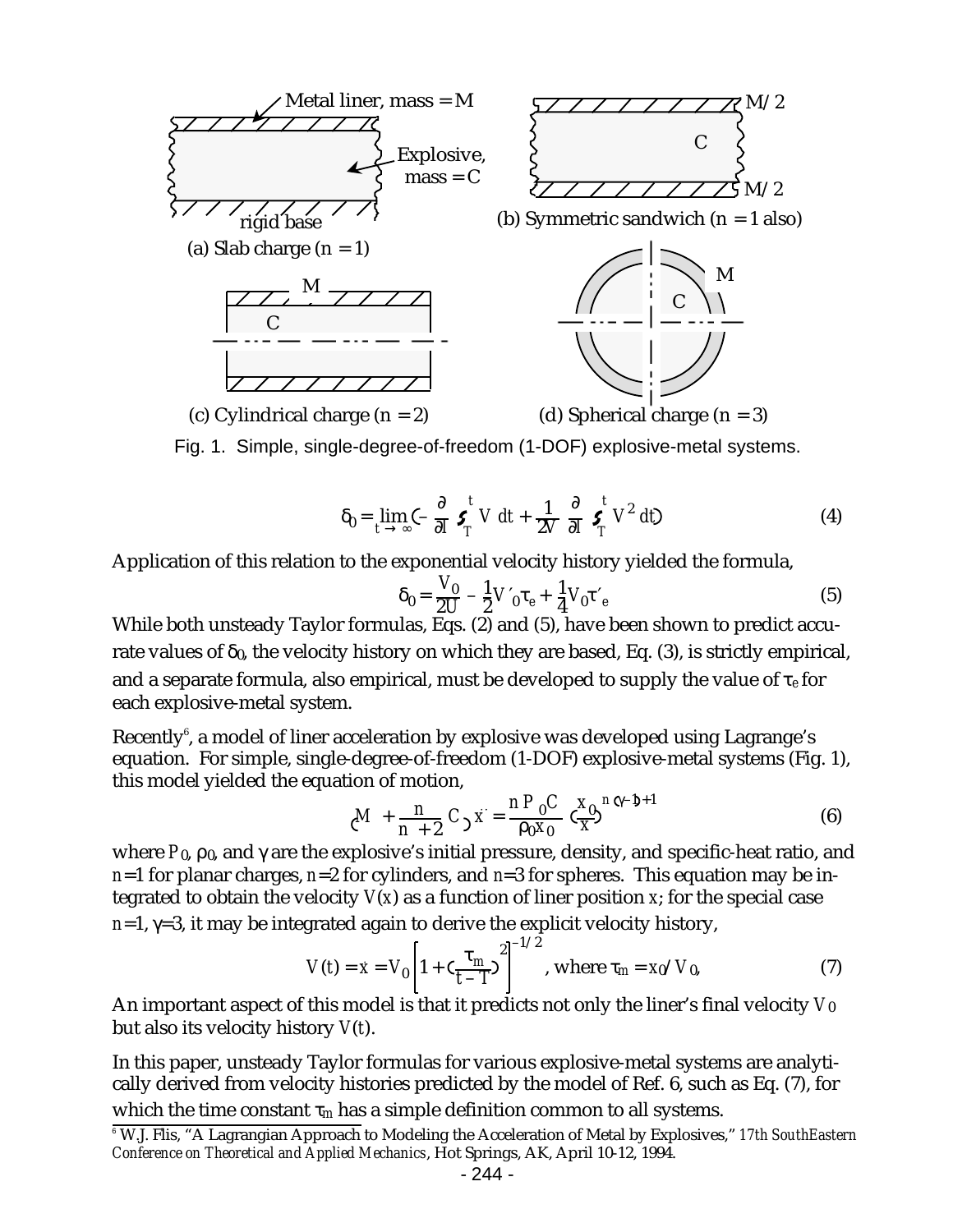Fig. 1. Simple, single-degree-of-freedom (1-DOF) explosive-metal systems.

$$\delta_0 = \lim_{t \to \infty} \left( -\frac{\partial}{\partial T} \int_T^t V \, dt + \frac{1}{2V} \frac{\partial}{\partial T} \int_T^t V^2 \, dt \right) \tag{4}$$

Application of this relation to the exponential velocity history yielded the formula,

$$\delta_0 = \frac{V_0}{2U} - \frac{1}{2} V'_0 \tau_e + \frac{1}{4} V_0 \tau'_e \tag{5}$$

While both unsteady Taylor formulas, Eqs. (2) and (5), have been shown to predict accurate values of $\delta_0$, the velocity history on which they are based, Eq. (3), is strictly empirical, and a separate formula, also empirical, must be developed to supply the value of $\tau_e$ for each explosive-metal system.

Recently[6], a model of liner acceleration by explosive was developed using Lagrange's equation. For simple, single-degree-of-freedom (1-DOF) explosive-metal systems (Fig. 1), this model yielded the equation of motion,

$$\left( M + \frac{n}{n+2} C \right) \ddot{x} = \frac{n P_0 C}{\rho_0 x_0} \left( \frac{x_0}{x} \right)^{n(\gamma - 1) + 1} \tag{6}$$

where $P_0$, $\rho_0$, and $\gamma$ are the explosive's initial pressure, density, and specific-heat ratio, and $n$=1 for planar charges, $n$=2 for cylinders, and $n$=3 for spheres. This equation may be integrated to obtain the velocity $V(x)$ as a function of liner position $x$; for the special case $n$=1, $\gamma$=3, it may be integrated again to derive the explicit velocity history,

$$V(t) = \dot{x} = V_0 \left[ 1 + \left( \frac{\tau_m}{t - T} \right)^2 \right]^{-1/2}, \text{ where } \tau_m = x_0 / V_0, \tag{7}$$

An important aspect of this model is that it predicts not only the liner's final velocity $V_0$ but also its velocity history $V(t)$.

In this paper, unsteady Taylor formulas for various explosive-metal systems are analytically derived from velocity histories predicted by the model of Ref. 6, such as Eq. (7), for which the time constant $\tau_m$ has a simple definition common to all systems.

[6] W.J. Flis, "A Lagrangian Approach to Modeling the Acceleration of Metal by Explosives," *17th SouthEastern Conference on Theoretical and Applied Mechanics*, Hot Springs, AK, April 10-12, 1994.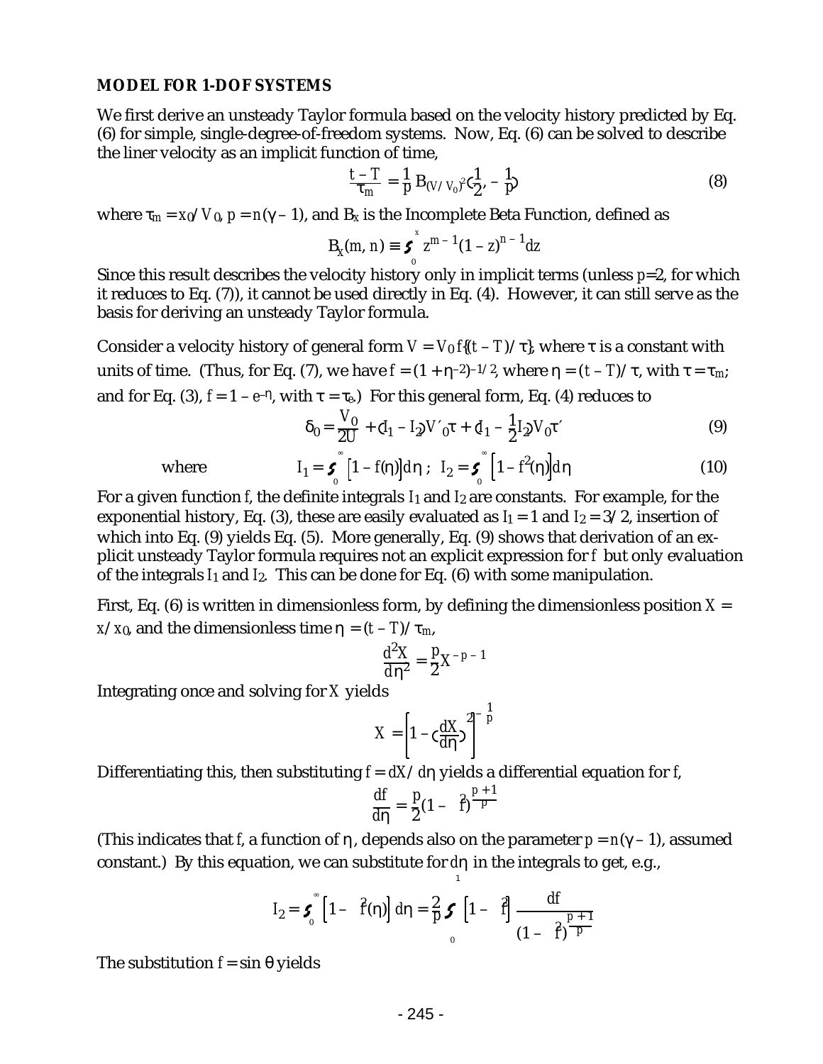### MODEL FOR 1-DOF SYSTEMS

We first derive an unsteady Taylor formula based on the velocity history predicted by Eq. (6) for simple, single-degree-of-freedom systems. Now, Eq. (6) can be solved to describe the liner velocity as an implicit function of time,

$$\frac{t-T}{\tau_m} = \frac{1}{p} B_{(V/V_0)^2}\left(\frac{1}{2}, -\frac{1}{p}\right) \tag{8}$$

where $\tau_m = x_0/V_0$, $p = n(\gamma - 1)$, and $B_x$ is the Incomplete Beta Function, defined as

$$B_x(m, n) \equiv \int_0^x z^{m-1}(1-z)^{n-1}dz$$

Since this result describes the velocity history only in implicit terms (unless $p$=2, for which it reduces to Eq. (7)), it cannot be used directly in Eq. (4). However, it can still serve as the basis for deriving an unsteady Taylor formula.

Consider a velocity history of general form $V = V_0 f\{(t-T)/\tau\}$, where $\tau$ is a constant with units of time. (Thus, for Eq. (7), we have $f = (1+\eta^{-2})^{-1/2}$, where $\eta = (t-T)/\tau$, with $\tau = \tau_m$; and for Eq. (3), $f = 1 - e^{-\eta}$, with $\tau = \tau_e$.) For this general form, Eq. (4) reduces to

$$\delta_0 = \frac{V_0}{2U} + (I_1 - I_2)V'_0\tau + (I_1 - \frac{1}{2}I_2)V_0\tau' \tag{9}$$

where
$$I_1 = \int_0^\infty \left[1 - f(\eta)\right]d\eta \ ; \ \ I_2 = \int_0^\infty \left[1 - f^2(\eta)\right]d\eta \tag{10}$$

For a given function $f$, the definite integrals $I_1$ and $I_2$ are constants. For example, for the exponential history, Eq. (3), these are easily evaluated as $I_1 = 1$ and $I_2 = 3/2$, insertion of which into Eq. (9) yields Eq. (5). More generally, Eq. (9) shows that derivation of an explicit unsteady Taylor formula requires not an explicit expression for $f$ but only evaluation of the integrals $I_1$ and $I_2$. This can be done for Eq. (6) with some manipulation.

First, Eq. (6) is written in dimensionless form, by defining the dimensionless position $X = x/x_0$, and the dimensionless time $\eta = (t-T)/\tau_m$,

$$\frac{d^2X}{d\eta^2} = \frac{p}{2}X^{-p-1}$$

Integrating once and solving for $X$ yields

$$X = \left[1 - \left(\frac{dX}{d\eta}\right)^2\right]^{-\frac{1}{p}}$$

Differentiating this, then substituting $f = dX/d\eta$ yields a differential equation for $f$,

$$\frac{df}{d\eta} = \frac{p}{2}(1 - f^2)^{\frac{p+1}{p}}$$

(This indicates that $f$, a function of $\eta$, depends also on the parameter $p = n(\gamma - 1)$, assumed constant.) By this equation, we can substitute for $d\eta$ in the integrals to get, e.g.,

$$I_2 = \int_0^\infty \left[1 - f^2(\eta)\right]d\eta = \frac{2}{p}\int_0^1 \left[1 - f^2\right]\frac{df}{(1-f^2)^{\frac{p+1}{p}}}$$

The substitution $f = \sin\theta$ yields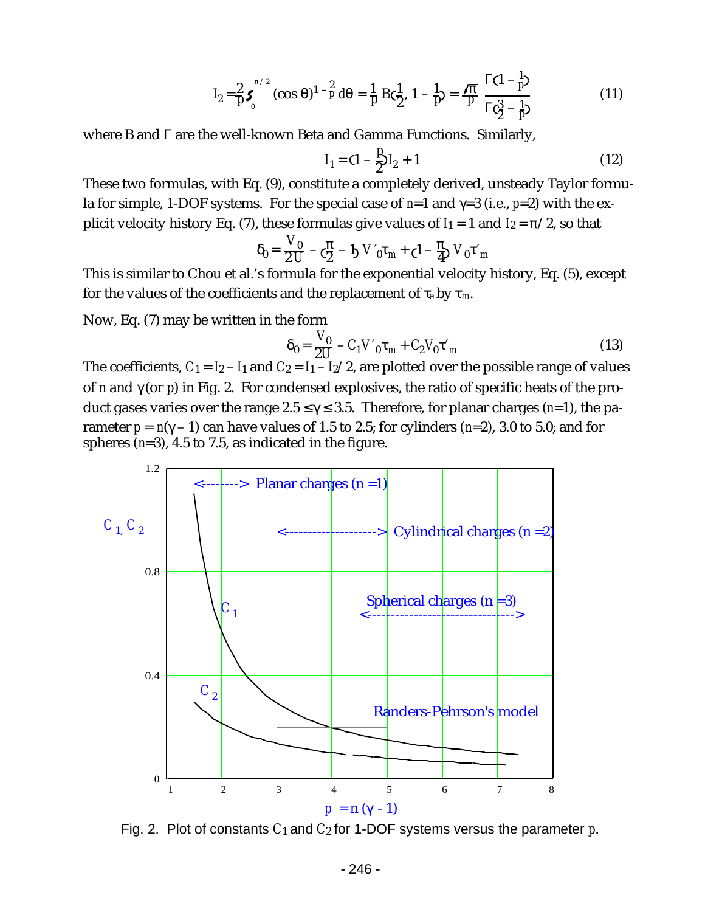$$I_2 = \frac{2}{p}\int_0^{\pi/2} (\cos\theta)^{1-\frac{2}{p}}\, d\theta = \frac{1}{p}\, B\!\left(\frac{1}{2},\, 1-\frac{1}{p}\right) = \frac{\sqrt{\pi}}{p}\,\frac{\Gamma\!\left(1-\frac{1}{p}\right)}{\Gamma\!\left(\frac{3}{2}-\frac{1}{p}\right)} \tag{11}$$

where B and $\Gamma$ are the well-known Beta and Gamma Functions. Similarly,

$$I_1 = \left(1 - \frac{p}{2}\right) I_2 + 1 \tag{12}$$

These two formulas, with Eq. (9), constitute a completely derived, unsteady Taylor formula for simple, 1-DOF systems. For the special case of $n$=1 and $\gamma$=3 (i.e., $p$=2) with the explicit velocity history Eq. (7), these formulas give values of $I_1 = 1$ and $I_2 = \pi/2$, so that

$$\delta_0 = \frac{V_0}{2U} - \left(\frac{\pi}{2} - 1\right) V'_0\tau_m + \left(1 - \frac{\pi}{4}\right) V_0\tau'_m$$

This is similar to Chou et al.'s formula for the exponential velocity history, Eq. (5), except for the values of the coefficients and the replacement of $\tau_e$ by $\tau_m$.

Now, Eq. (7) may be written in the form

$$\delta_0 = \frac{V_0}{2U} - C_1 V'_0\tau_m + C_2 V_0\tau'_m \tag{13}$$

The coefficients, $C_1 = I_2 - I_1$ and $C_2 = I_1 - I_2/2$, are plotted over the possible range of values of $n$ and $\gamma$ (or $p$) in Fig. 2. For condensed explosives, the ratio of specific heats of the product gases varies over the range $2.5 \le \gamma \le 3.5$. Therefore, for planar charges ($n$=1), the parameter $p = n(\gamma - 1)$ can have values of 1.5 to 2.5; for cylinders ($n$=2), 3.0 to 5.0; and for spheres ($n$=3), 4.5 to 7.5, as indicated in the figure.

Fig. 2. Plot of constants $C_1$ and $C_2$ for 1-DOF systems versus the parameter $p$.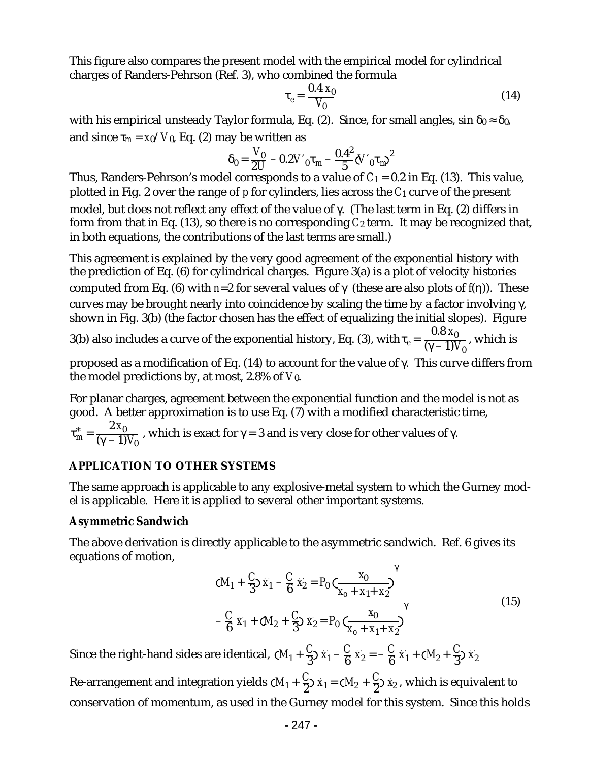This figure also compares the present model with the empirical model for cylindrical charges of Randers-Pehrson (Ref. 3), who combined the formula

$$\tau_e = \frac{0.4\,x_0}{V_0} \tag{14}$$

with his empirical unsteady Taylor formula, Eq. (2). Since, for small angles, $\sin\delta_0 \approx \delta_0$, and since $\tau_m = x_0/V_0$, Eq. (2) may be written as

$$\delta_0 = \frac{V_0}{2U} - 0.2V'_0\tau_m - \frac{0.4^2}{5}(V'_0\tau_m)^2$$

Thus, Randers-Pehrson's model corresponds to a value of $C_1 = 0.2$ in Eq. (13). This value, plotted in Fig. 2 over the range of $p$ for cylinders, lies across the $C_1$ curve of the present model, but does not reflect any effect of the value of $\gamma$. (The last term in Eq. (2) differs in form from that in Eq. (13), so there is no corresponding $C_2$ term. It may be recognized that, in both equations, the contributions of the last terms are small.)

This agreement is explained by the very good agreement of the exponential history with the prediction of Eq. (6) for cylindrical charges. Figure 3(a) is a plot of velocity histories computed from Eq. (6) with $n=2$ for several values of $\gamma$ (these are also plots of $f(\eta)$). These curves may be brought nearly into coincidence by scaling the time by a factor involving $\gamma$, shown in Fig. 3(b) (the factor chosen has the effect of equalizing the initial slopes). Figure 3(b) also includes a curve of the exponential history, Eq. (3), with $\tau_e = \frac{0.8\,x_0}{(\gamma-1)V_0}$, which is proposed as a modification of Eq. (14) to account for the value of $\gamma$. This curve differs from the model predictions by, at most, 2.8% of $V_0$.

For planar charges, agreement between the exponential function and the model is not as good. A better approximation is to use Eq. (7) with a modified characteristic time, $\tau_m^* = \frac{2x_0}{(\gamma-1)V_0}$, which is exact for $\gamma = 3$ and is very close for other values of $\gamma$.

## APPLICATION TO OTHER SYSTEMS

The same approach is applicable to any explosive-metal system to which the Gurney model is applicable. Here it is applied to several other important systems.

### Asymmetric Sandwich

The above derivation is directly applicable to the asymmetric sandwich. Ref. 6 gives its equations of motion,

$$\begin{aligned}
\left(M_1 + \frac{C}{3}\right)\ddot{x}_1 - \frac{C}{6}\,\ddot{x}_2 &= P_0\left(\frac{x_0}{x_0 + x_1 + x_2}\right)^{\gamma} \\
-\frac{C}{6}\,\ddot{x}_1 + \left(M_2 + \frac{C}{3}\right)\ddot{x}_2 &= P_0\left(\frac{x_0}{x_0 + x_1 + x_2}\right)^{\gamma}
\end{aligned} \tag{15}$$

Since the right-hand sides are identical, $\left(M_1 + \frac{C}{3}\right)\ddot{x}_1 - \frac{C}{6}\,\ddot{x}_2 = -\frac{C}{6}\,\ddot{x}_1 + \left(M_2 + \frac{C}{3}\right)\ddot{x}_2$

Re-arrangement and integration yields $\left(M_1 + \frac{C}{2}\right)\dot{x}_1 = \left(M_2 + \frac{C}{2}\right)\dot{x}_2$, which is equivalent to conservation of momentum, as used in the Gurney model for this system. Since this holds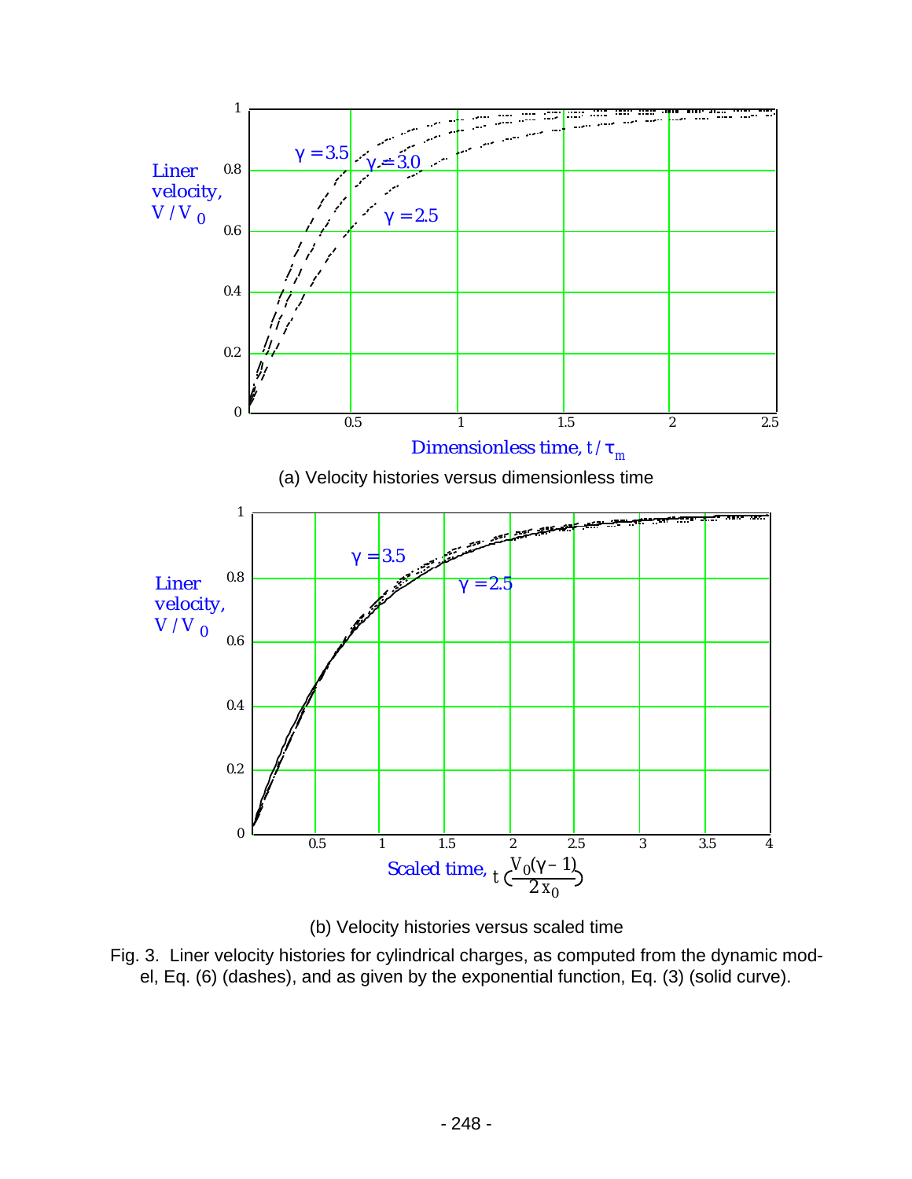(a) Velocity histories versus dimensionless time

(b) Velocity histories versus scaled time

Fig. 3. Liner velocity histories for cylindrical charges, as computed from the dynamic model, Eq. (6) (dashes), and as given by the exponential function, Eq. (3) (solid curve).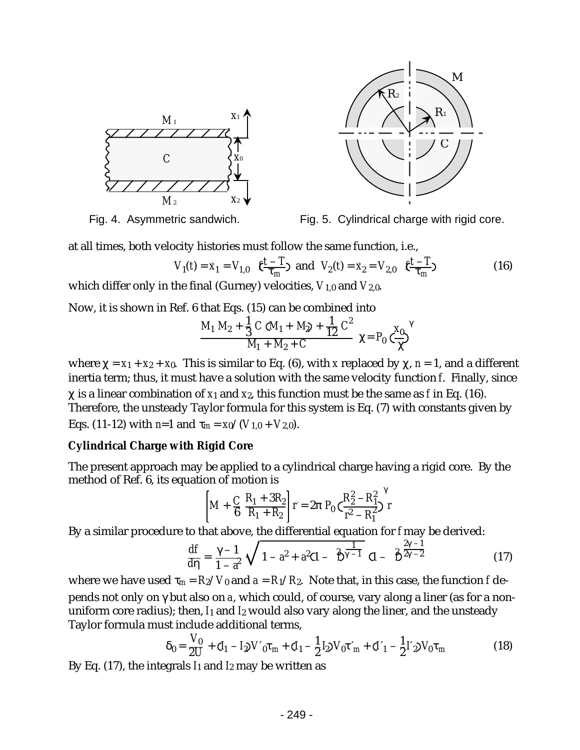Fig. 4. Asymmetric sandwich.

Fig. 5. Cylindrical charge with rigid core.

at all times, both velocity histories must follow the same function, i.e.,

$$V_1(t) = \dot{x}_1 = V_{1,0} \; f\left(\frac{t - T}{\tau_m}\right) \text{ and } V_2(t) = \dot{x}_2 = V_{2,0} \; f\left(\frac{t - T}{\tau_m}\right) \tag{16}$$

which differ only in the final (Gurney) velocities, $V_{1,0}$ and $V_{2,0}$.

Now, it is shown in Ref. 6 that Eqs. (15) can be combined into

$$\frac{M_1 M_2 + \frac{1}{3} C \left(M_1 + M_2\right) + \frac{1}{12} C^2}{M_1 + M_2 + C} \; \ddot{\chi} = P_0 \left(\frac{x_0}{\chi}\right)^{\gamma}$$

where $\chi = x_1 + x_2 + x_0$. This is similar to Eq. (6), with $x$ replaced by $\chi$, $n = 1$, and a different inertia term; thus, it must have a solution with the same velocity function $f$. Finally, since $\chi$ is a linear combination of $x_1$ and $x_2$, this function must be the same as $f$ in Eq. (16). Therefore, the unsteady Taylor formula for this system is Eq. (7) with constants given by Eqs. (11-12) with $n$=1 and $\tau_m = x_0/(V_{1,0} + V_{2,0})$.

### Cylindrical Charge with Rigid Core

The present approach may be applied to a cylindrical charge having a rigid core. By the method of Ref. 6, its equation of motion is

$$\left[M + \frac{C}{6}\,\frac{R_1 + 3R_2}{R_1 + R_2}\right] \ddot{r} = 2\pi\, P_0 \left(\frac{R_2^2 - R_1^2}{r^2 - R_1^2}\right)^{\gamma} r$$

By a similar procedure to that above, the differential equation for $f$ may be derived:

$$\frac{df}{d\eta} = \frac{\gamma - 1}{1 - a^2} \sqrt{1 - a^2 + a^2\left(1 - f^2\right)^{\frac{1}{\gamma - 1}}} \; \left(1 - f^2\right)^{\frac{2\gamma - 1}{2\gamma - 2}} \tag{17}$$

where we have used $\tau_m = R_2/V_0$ and $a = R_1/R_2$. Note that, in this case, the function $f$ depends not only on $\gamma$ but also on $a$, which could, of course, vary along a liner (as for a non-uniform core radius); then, $I_1$ and $I_2$ would also vary along the liner, and the unsteady Taylor formula must include additional terms,

$$\delta_0 = \frac{V_0}{2U} + \left(I_1 - I_2\right)V'_0\tau_m + \left(I_1 - \frac{1}{2}I_2\right)V_0\tau'_m + \left(I'_1 - \frac{1}{2}I'_2\right)V_0\tau_m \tag{18}$$

By Eq. (17), the integrals $I_1$ and $I_2$ may be written as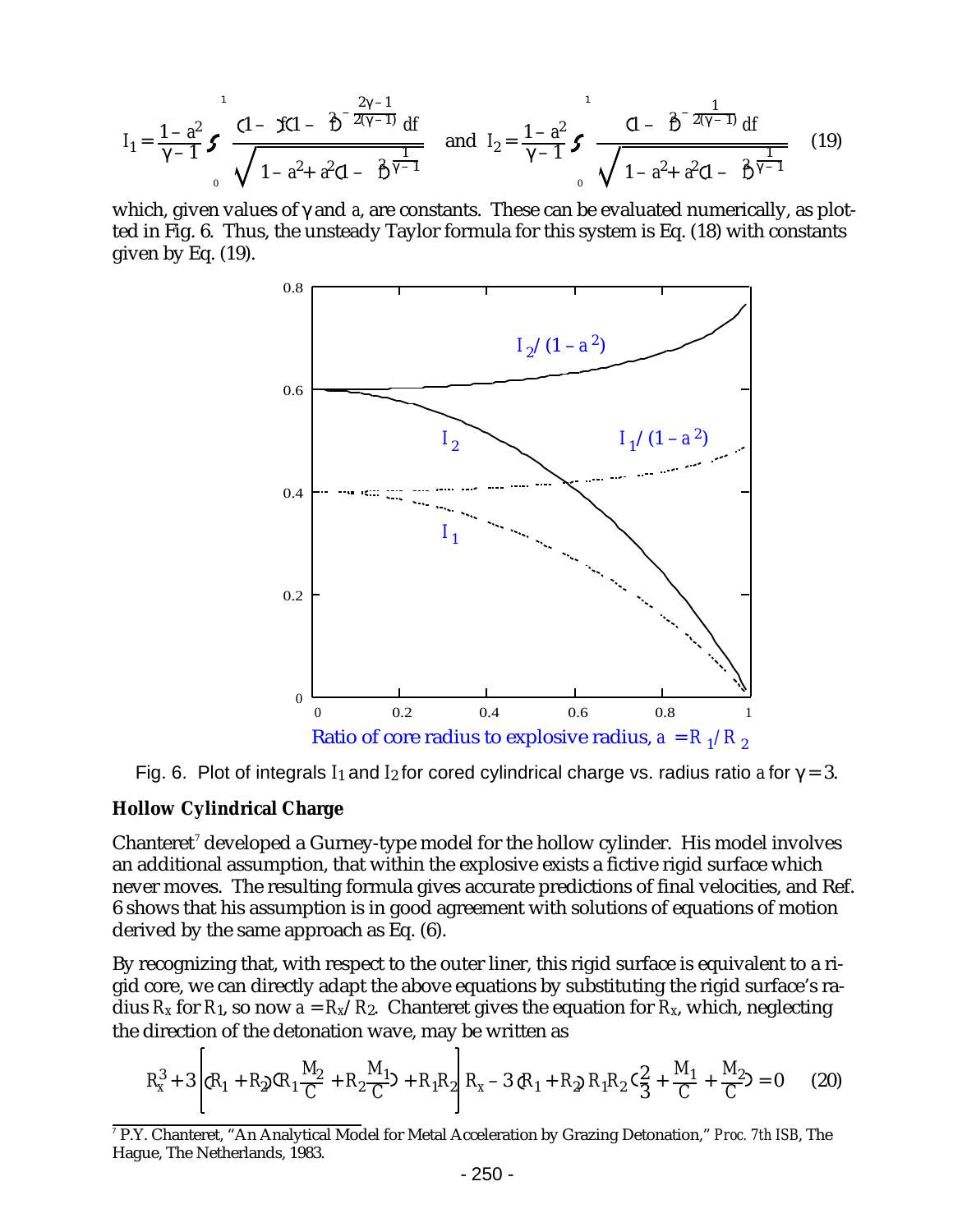$$I_1 = \frac{1-a^2}{\gamma-1}\int_0^1 \frac{(1-f)(1-f)^{-\frac{2\gamma-1}{2(\gamma-1)}}\,df}{\sqrt{1-a^2+a^2(1-f)^{\frac{1}{\gamma-1}}}} \quad \text{and} \quad I_2 = \frac{1-a^2}{\gamma-1}\int_0^1 \frac{(1-f)^{-\frac{1}{2(\gamma-1)}}\,df}{\sqrt{1-a^2+a^2(1-f)^{\frac{1}{\gamma-1}}}} \qquad (19)$$

which, given values of $\gamma$ and $a$, are constants. These can be evaluated numerically, as plotted in Fig. 6. Thus, the unsteady Taylor formula for this system is Eq. (18) with constants given by Eq. (19).

Fig. 6. Plot of integrals $I_1$ and $I_2$ for cored cylindrical charge vs. radius ratio $a$ for $\gamma = 3$.

### Hollow Cylindrical Charge

Chanteret[7] developed a Gurney-type model for the hollow cylinder. His model involves an additional assumption, that within the explosive exists a fictive rigid surface which never moves. The resulting formula gives accurate predictions of final velocities, and Ref. 6 shows that his assumption is in good agreement with solutions of equations of motion derived by the same approach as Eq. (6).

By recognizing that, with respect to the outer liner, this rigid surface is equivalent to a rigid core, we can directly adapt the above equations by substituting the rigid surface's radius $R_x$ for $R_1$, so now $a = R_x/R_2$. Chanteret gives the equation for $R_x$, which, neglecting the direction of the detonation wave, may be written as

$$R_x^3 + 3\left[(R_1+R_2)\left(R_1\frac{M_2}{C} + R_2\frac{M_1}{C}\right) + R_1R_2\right]R_x - 3(R_1+R_2)R_1R_2\left(\frac{2}{3} + \frac{M_1}{C} + \frac{M_2}{C}\right) = 0 \qquad (20)$$

[7] P.Y. Chanteret, "An Analytical Model for Metal Acceleration by Grazing Detonation," *Proc. 7th ISB*, The Hague, The Netherlands, 1983.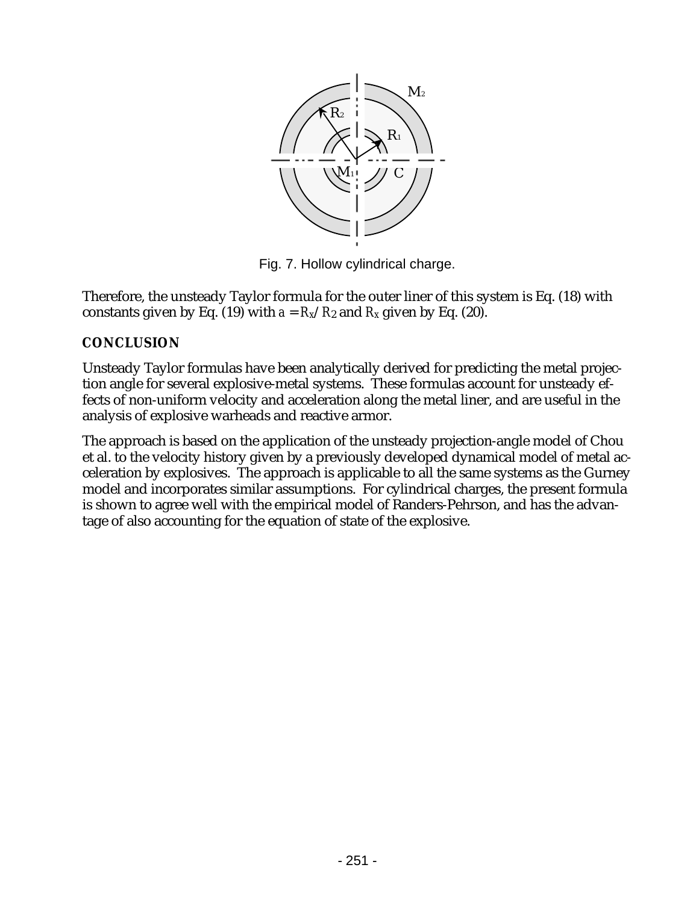M2

R2

R1

M1

C

Fig. 7. Hollow cylindrical charge.

Therefore, the unsteady Taylor formula for the outer liner of this system is Eq. (18) with constants given by Eq. (19) with $a = R_x / R_2$ and $R_x$ given by Eq. (20).

## CONCLUSION

Unsteady Taylor formulas have been analytically derived for predicting the metal projection angle for several explosive-metal systems. These formulas account for unsteady effects of non-uniform velocity and acceleration along the metal liner, and are useful in the analysis of explosive warheads and reactive armor.

The approach is based on the application of the unsteady projection-angle model of Chou et al. to the velocity history given by a previously developed dynamical model of metal acceleration by explosives. The approach is applicable to all the same systems as the Gurney model and incorporates similar assumptions. For cylindrical charges, the present formula is shown to agree well with the empirical model of Randers-Pehrson, and has the advantage of also accounting for the equation of state of the explosive.